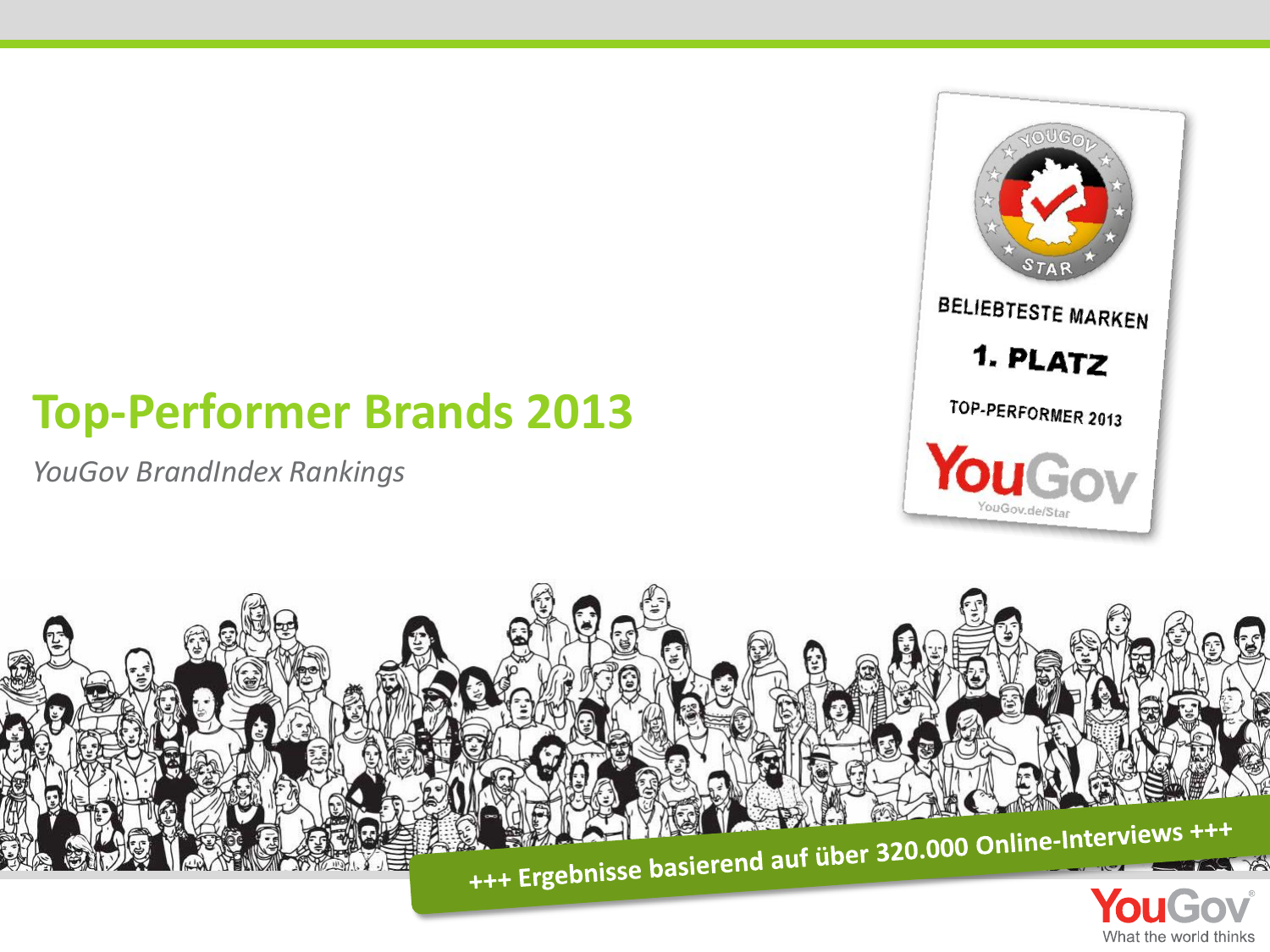# Top-Performer Brands 2013

*YouGov BrandIndex Rankings*

BELIEBTESTE MARKEN

1. PLATZ

TOP-PERFORMER 2013

YouGov.de/Star

+++ Ergebnisse basierend auf über 320.000 Online-Interviews +++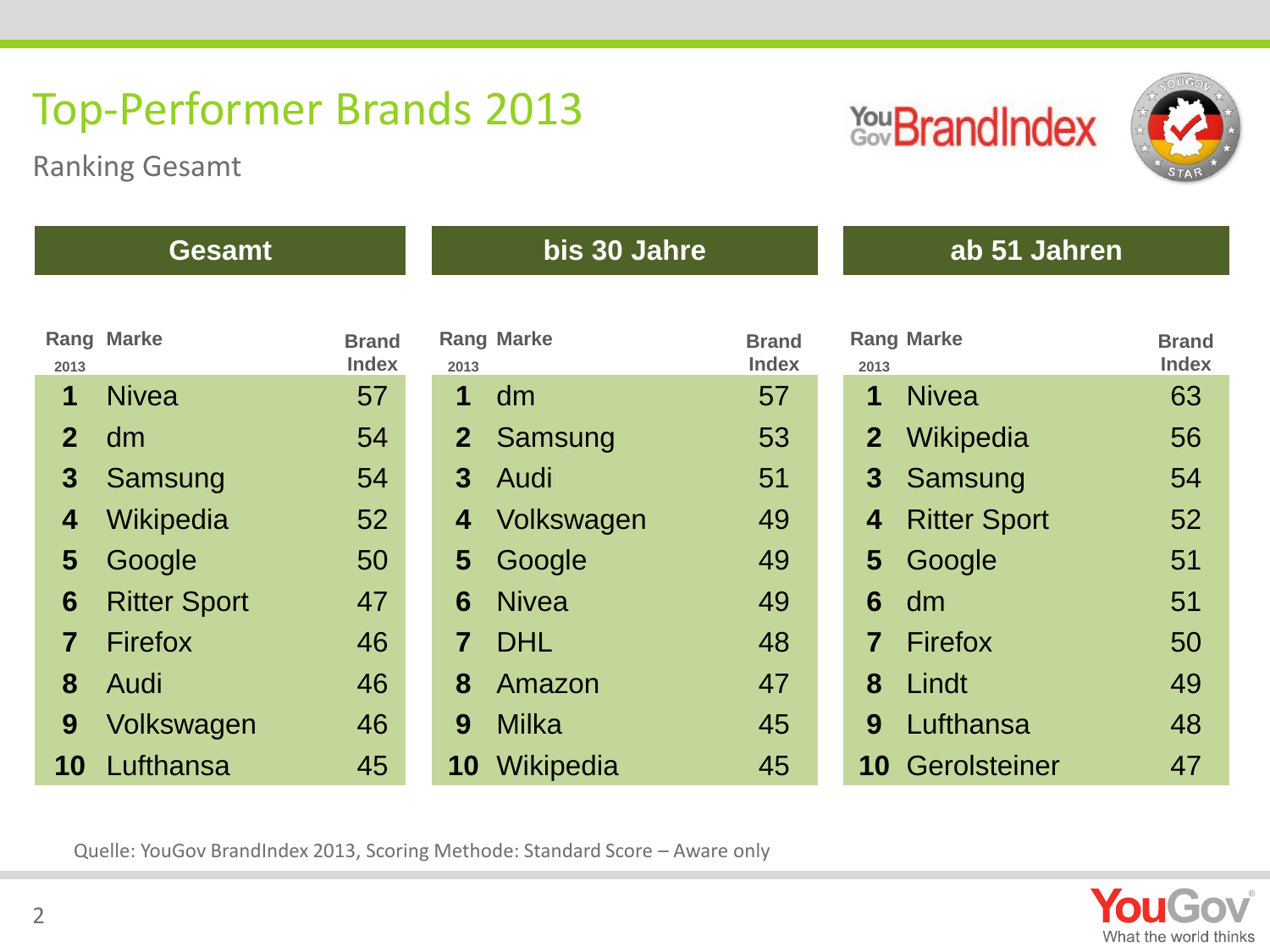# Top-Performer Brands 2013

Ranking Gesamt

YouGov BrandIndex

| Gesamt | | | bis 30 Jahre | | | ab 51 Jahren | | |
|---|---|---|---|---|---|---|---|---|
| Rang 2013 | Marke | Brand Index | Rang 2013 | Marke | Brand Index | Rang 2013 | Marke | Brand Index |
| 1 | Nivea | 57 | 1 | dm | 57 | 1 | Nivea | 63 |
| 2 | dm | 54 | 2 | Samsung | 53 | 2 | Wikipedia | 56 |
| 3 | Samsung | 54 | 3 | Audi | 51 | 3 | Samsung | 54 |
| 4 | Wikipedia | 52 | 4 | Volkswagen | 49 | 4 | Ritter Sport | 52 |
| 5 | Google | 50 | 5 | Google | 49 | 5 | Google | 51 |
| 6 | Ritter Sport | 47 | 6 | Nivea | 49 | 6 | dm | 51 |
| 7 | Firefox | 46 | 7 | DHL | 48 | 7 | Firefox | 50 |
| 8 | Audi | 46 | 8 | Amazon | 47 | 8 | Lindt | 49 |
| 9 | Volkswagen | 46 | 9 | Milka | 45 | 9 | Lufthansa | 48 |
| 10 | Lufthansa | 45 | 10 | Wikipedia | 45 | 10 | Gerolsteiner | 47 |

Quelle: YouGov BrandIndex 2013, Scoring Methode: Standard Score – Aware only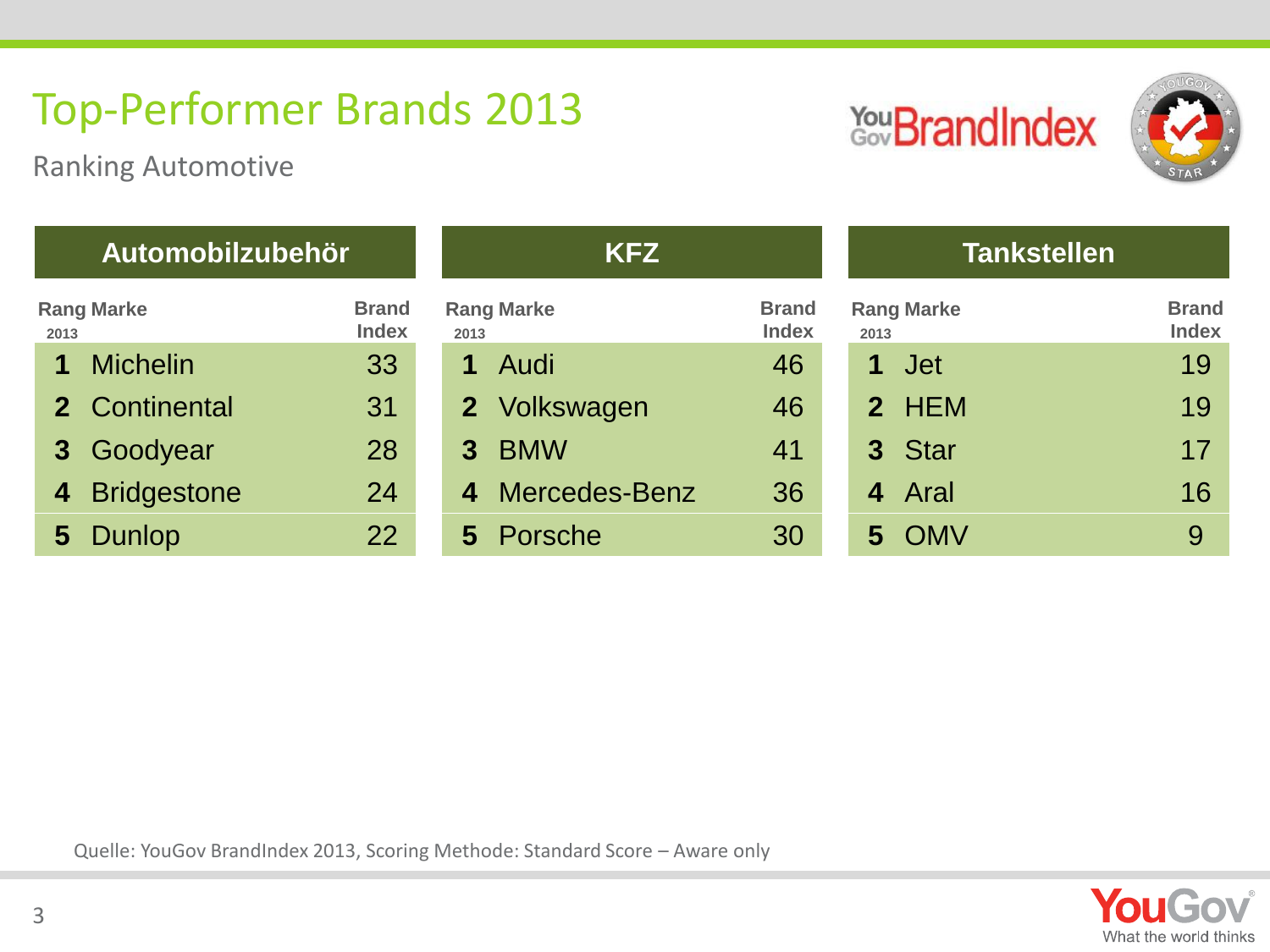# Top-Performer Brands 2013

Ranking Automotive

YouGov BrandIndex

## Automobilzubehör

| Rang 2013 | Marke | Brand Index |
|---|---|---|
| 1 | Michelin | 33 |
| 2 | Continental | 31 |
| 3 | Goodyear | 28 |
| 4 | Bridgestone | 24 |
| 5 | Dunlop | 22 |

## KFZ

| Rang 2013 | Marke | Brand Index |
|---|---|---|
| 1 | Audi | 46 |
| 2 | Volkswagen | 46 |
| 3 | BMW | 41 |
| 4 | Mercedes-Benz | 36 |
| 5 | Porsche | 30 |

## Tankstellen

| Rang 2013 | Marke | Brand Index |
|---|---|---|
| 1 | Jet | 19 |
| 2 | HEM | 19 |
| 3 | Star | 17 |
| 4 | Aral | 16 |
| 5 | OMV | 9 |

Quelle: YouGov BrandIndex 2013, Scoring Methode: Standard Score – Aware only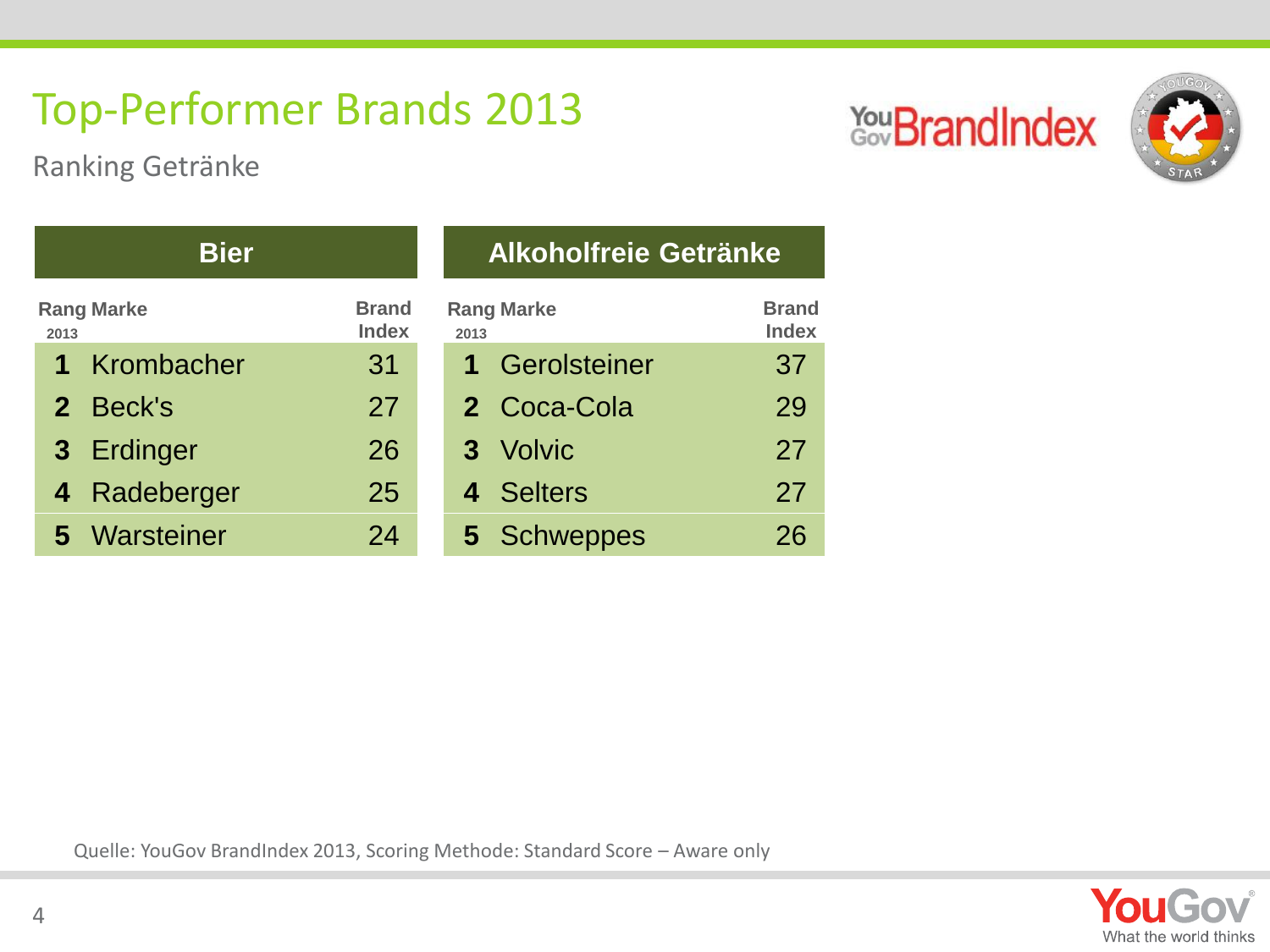# Top-Performer Brands 2013

Ranking Getränke

**Bier**

| Rang 2013 | Marke | Brand Index |
|---|---|---|
| 1 | Krombacher | 31 |
| 2 | Beck's | 27 |
| 3 | Erdinger | 26 |
| 4 | Radeberger | 25 |
| 5 | Warsteiner | 24 |

**Alkoholfreie Getränke**

| Rang 2013 | Marke | Brand Index |
|---|---|---|
| 1 | Gerolsteiner | 37 |
| 2 | Coca-Cola | 29 |
| 3 | Volvic | 27 |
| 4 | Selters | 27 |
| 5 | Schweppes | 26 |

Quelle: YouGov BrandIndex 2013, Scoring Methode: Standard Score – Aware only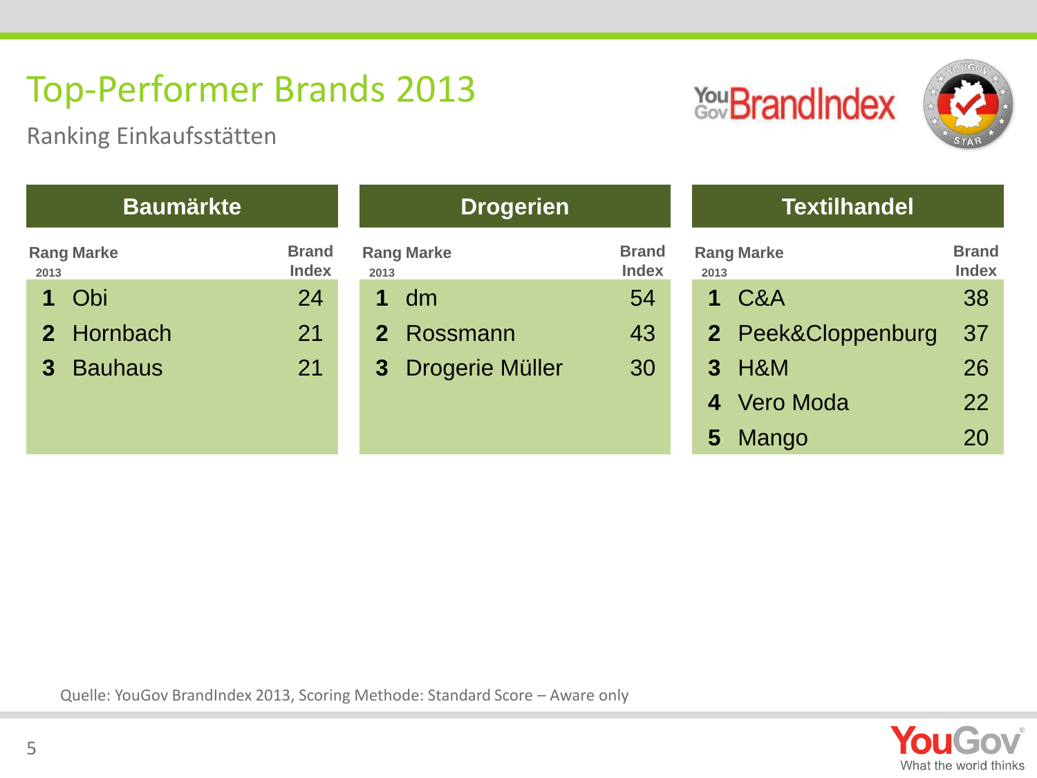# Top-Performer Brands 2013

Ranking Einkaufsstätten

## Baumärkte

| Rang 2013 | Marke | Brand Index |
|---|---|---|
| 1 | Obi | 24 |
| 2 | Hornbach | 21 |
| 3 | Bauhaus | 21 |

## Drogerien

| Rang 2013 | Marke | Brand Index |
|---|---|---|
| 1 | dm | 54 |
| 2 | Rossmann | 43 |
| 3 | Drogerie Müller | 30 |

## Textilhandel

| Rang 2013 | Marke | Brand Index |
|---|---|---|
| 1 | C&A | 38 |
| 2 | Peek&Cloppenburg | 37 |
| 3 | H&M | 26 |
| 4 | Vero Moda | 22 |
| 5 | Mango | 20 |

Quelle: YouGov BrandIndex 2013, Scoring Methode: Standard Score – Aware only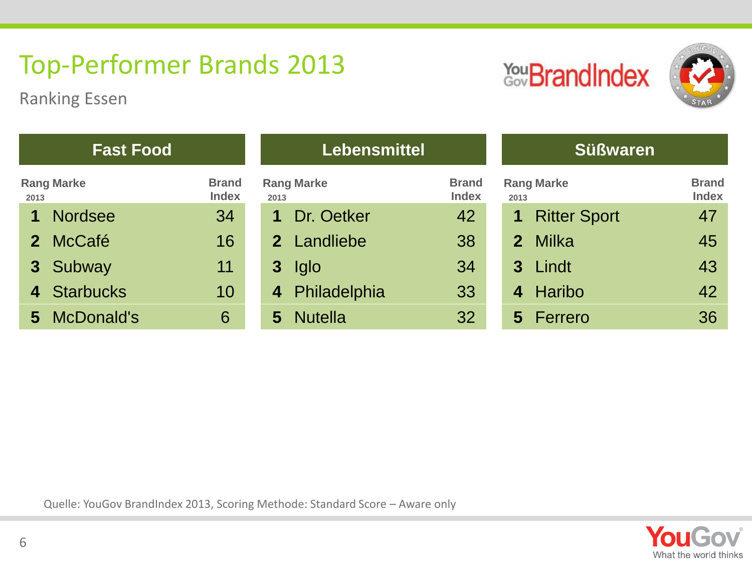# Top-Performer Brands 2013

Ranking Essen

YouGov BrandIndex

## Fast Food

| Rang 2013 | Marke | Brand Index |
|---|---|---|
| 1 | Nordsee | 34 |
| 2 | McCafé | 16 |
| 3 | Subway | 11 |
| 4 | Starbucks | 10 |
| 5 | McDonald's | 6 |

## Lebensmittel

| Rang 2013 | Marke | Brand Index |
|---|---|---|
| 1 | Dr. Oetker | 42 |
| 2 | Landliebe | 38 |
| 3 | Iglo | 34 |
| 4 | Philadelphia | 33 |
| 5 | Nutella | 32 |

## Süßwaren

| Rang 2013 | Marke | Brand Index |
|---|---|---|
| 1 | Ritter Sport | 47 |
| 2 | Milka | 45 |
| 3 | Lindt | 43 |
| 4 | Haribo | 42 |
| 5 | Ferrero | 36 |

Quelle: YouGov BrandIndex 2013, Scoring Methode: Standard Score – Aware only

YouGov – What the world thinks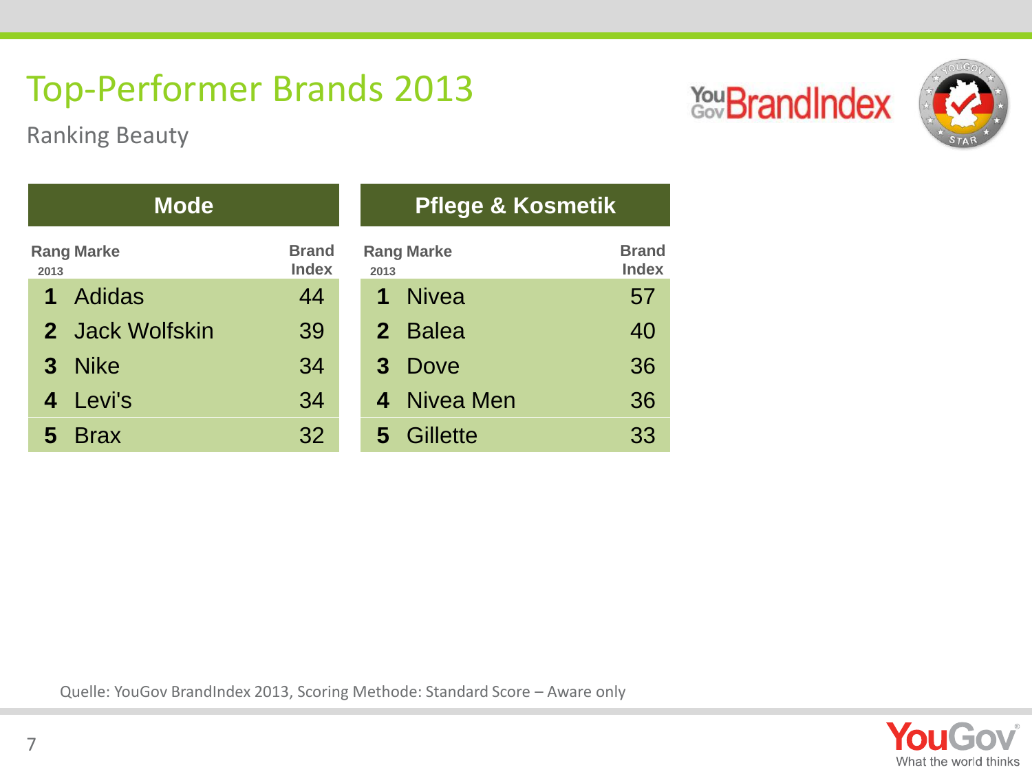# Top-Performer Brands 2013

Ranking Beauty

## Mode

| Rang 2013 | Marke | Brand Index |
|---|---|---|
| 1 | Adidas | 44 |
| 2 | Jack Wolfskin | 39 |
| 3 | Nike | 34 |
| 4 | Levi's | 34 |
| 5 | Brax | 32 |

## Pflege & Kosmetik

| Rang 2013 | Marke | Brand Index |
|---|---|---|
| 1 | Nivea | 57 |
| 2 | Balea | 40 |
| 3 | Dove | 36 |
| 4 | Nivea Men | 36 |
| 5 | Gillette | 33 |

Quelle: YouGov BrandIndex 2013, Scoring Methode: Standard Score – Aware only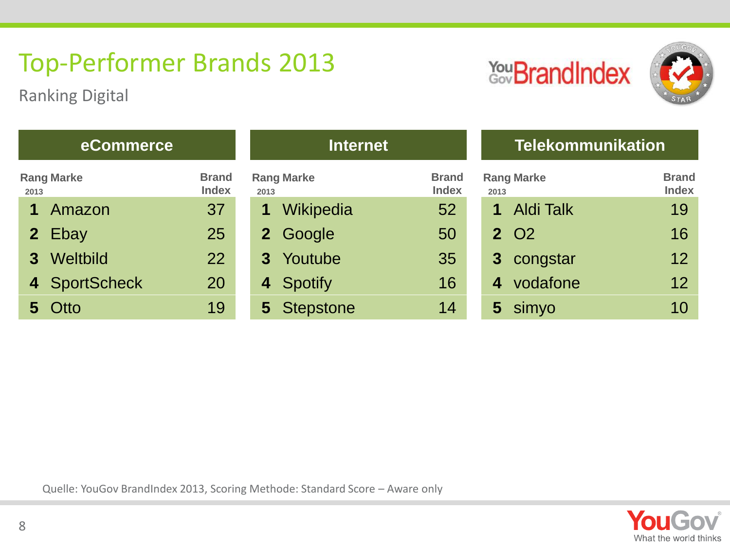# Top-Performer Brands 2013

Ranking Digital

## eCommerce

| Rang 2013 | Marke | Brand Index |
|---|---|---|
| 1 | Amazon | 37 |
| 2 | Ebay | 25 |
| 3 | Weltbild | 22 |
| 4 | SportScheck | 20 |
| 5 | Otto | 19 |

## Internet

| Rang 2013 | Marke | Brand Index |
|---|---|---|
| 1 | Wikipedia | 52 |
| 2 | Google | 50 |
| 3 | Youtube | 35 |
| 4 | Spotify | 16 |
| 5 | Stepstone | 14 |

## Telekommunikation

| Rang 2013 | Marke | Brand Index |
|---|---|---|
| 1 | Aldi Talk | 19 |
| 2 | O2 | 16 |
| 3 | congstar | 12 |
| 4 | vodafone | 12 |
| 5 | simyo | 10 |

Quelle: YouGov BrandIndex 2013, Scoring Methode: Standard Score – Aware only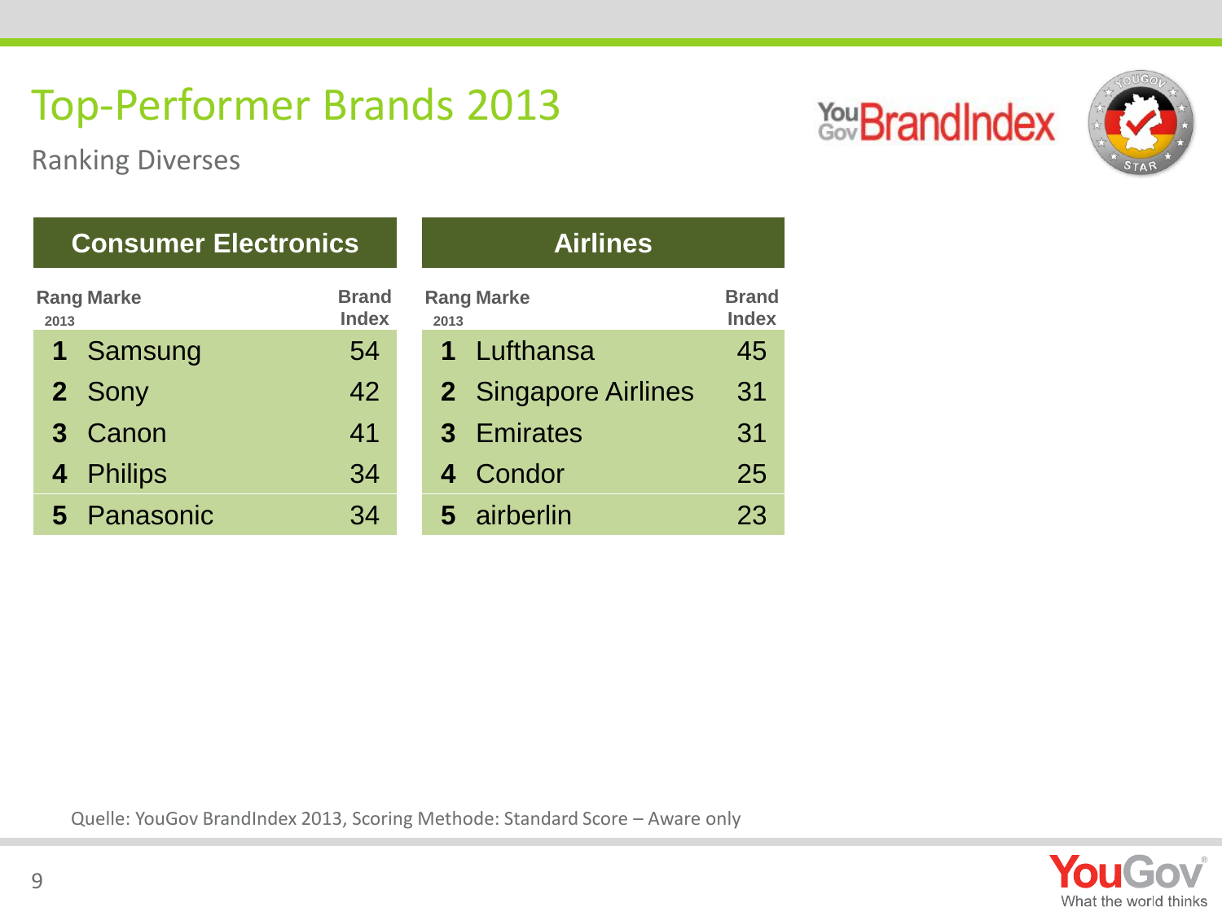# Top-Performer Brands 2013

Ranking Diverses

## Consumer Electronics

| Rang 2013 | Marke | Brand Index |
|---|---|---|
| 1 | Samsung | 54 |
| 2 | Sony | 42 |
| 3 | Canon | 41 |
| 4 | Philips | 34 |
| 5 | Panasonic | 34 |

## Airlines

| Rang 2013 | Marke | Brand Index |
|---|---|---|
| 1 | Lufthansa | 45 |
| 2 | Singapore Airlines | 31 |
| 3 | Emirates | 31 |
| 4 | Condor | 25 |
| 5 | airberlin | 23 |

Quelle: YouGov BrandIndex 2013, Scoring Methode: Standard Score – Aware only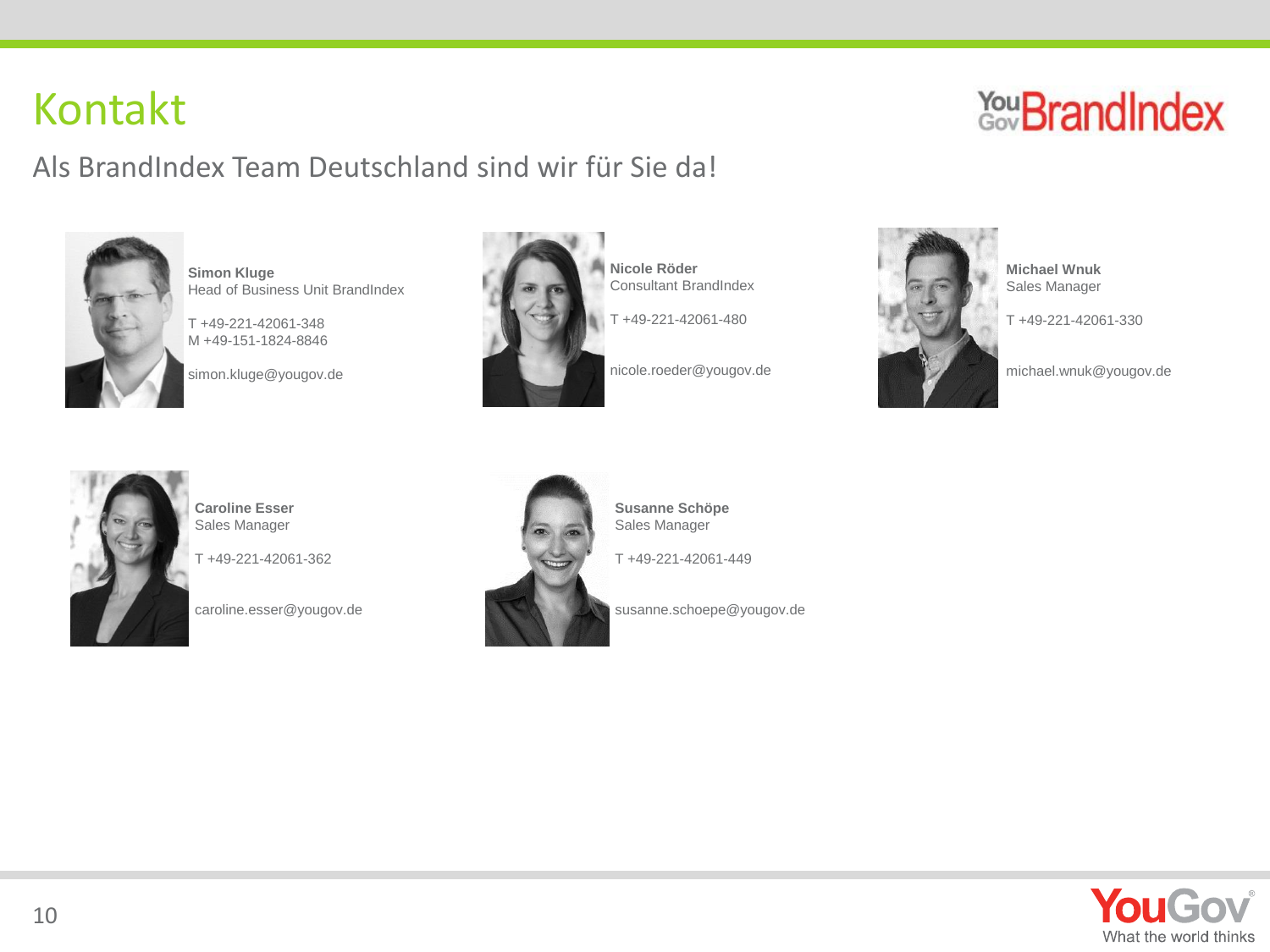# Kontakt

YouGov BrandIndex

## Als BrandIndex Team Deutschland sind wir für Sie da!

**Simon Kluge**
Head of Business Unit BrandIndex

T +49-221-42061-348
M +49-151-1824-8846

simon.kluge@yougov.de

**Nicole Röder**
Consultant BrandIndex

T +49-221-42061-480

nicole.roeder@yougov.de

**Michael Wnuk**
Sales Manager

T +49-221-42061-330

michael.wnuk@yougov.de

**Caroline Esser**
Sales Manager

T +49-221-42061-362

caroline.esser@yougov.de

**Susanne Schöpe**
Sales Manager

T +49-221-42061-449

susanne.schoepe@yougov.de

YouGov
What the world thinks